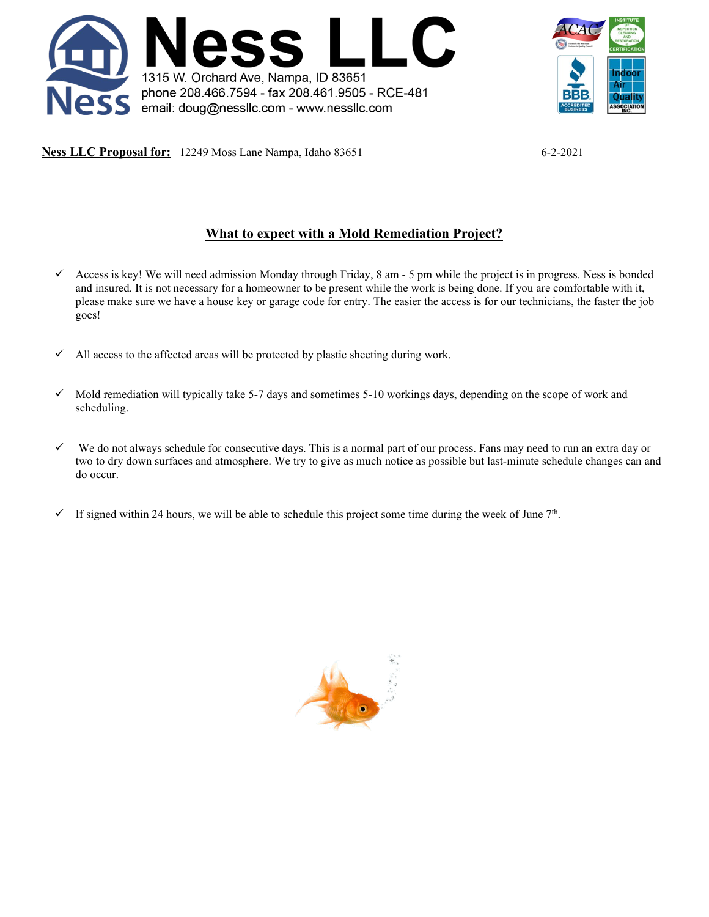# Ness LLC

1315 W. Orchard Ave, Nampa, ID 83651
phone 208.466.7594 - fax 208.461.9505 - RCE-481
email: doug@nessllc.com - www.nessllc.com

**Ness LLC Proposal for:** 12249 Moss Lane Nampa, Idaho 83651 6-2-2021

## What to expect with a Mold Remediation Project?

- ✓ Access is key! We will need admission Monday through Friday, 8 am - 5 pm while the project is in progress. Ness is bonded and insured. It is not necessary for a homeowner to be present while the work is being done. If you are comfortable with it, please make sure we have a house key or garage code for entry. The easier the access is for our technicians, the faster the job goes!

- ✓ All access to the affected areas will be protected by plastic sheeting during work.

- ✓ Mold remediation will typically take 5-7 days and sometimes 5-10 workings days, depending on the scope of work and scheduling.

- ✓ We do not always schedule for consecutive days. This is a normal part of our process. Fans may need to run an extra day or two to dry down surfaces and atmosphere. We try to give as much notice as possible but last-minute schedule changes can and do occur.

- ✓ If signed within 24 hours, we will be able to schedule this project some time during the week of June 7th.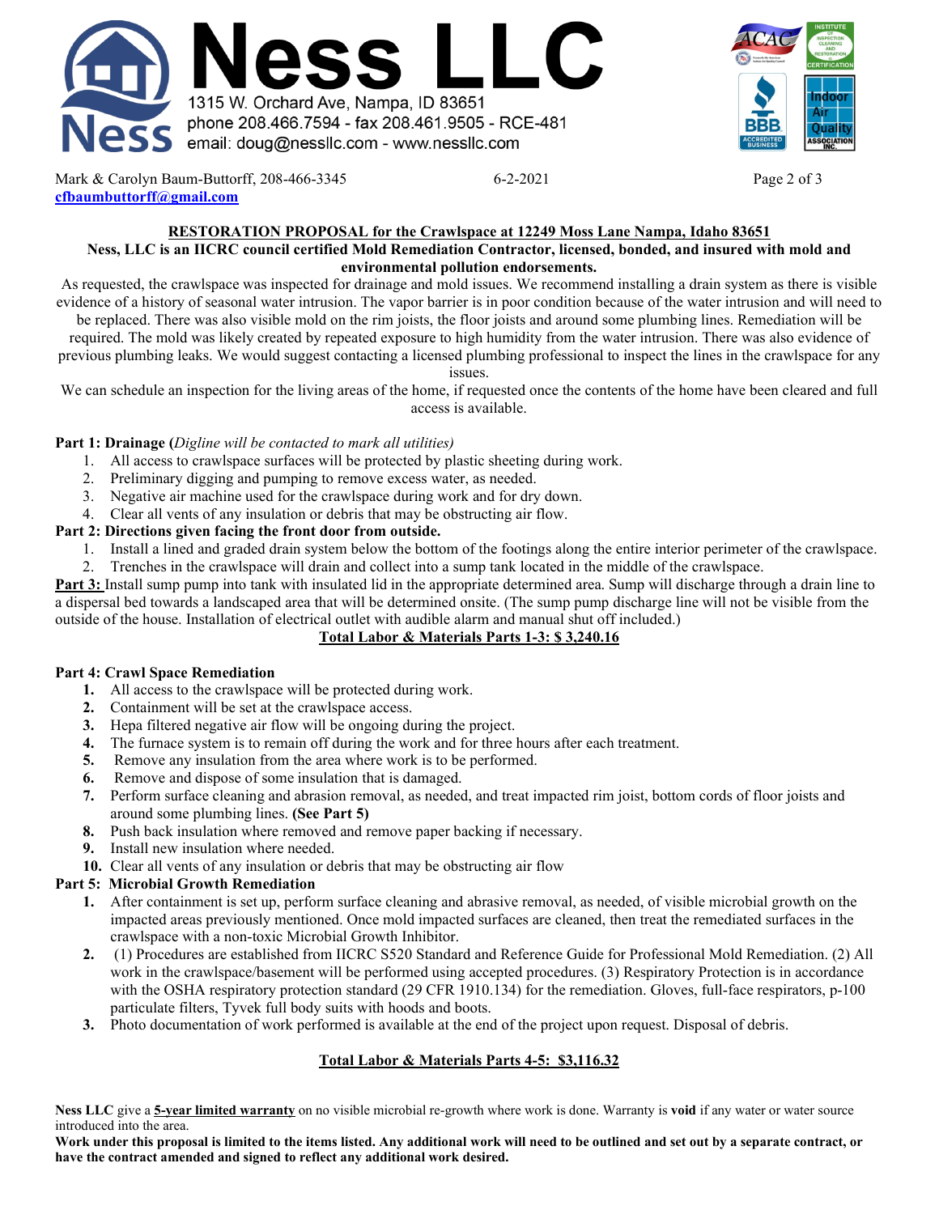# Ness LLC

1315 W. Orchard Ave, Nampa, ID 83651
phone 208.466.7594 - fax 208.461.9505 - RCE-481
email: doug@nessllc.com - www.nessllc.com

Mark & Carolyn Baum-Buttorff, 208-466-3345 6-2-2021
cfbaumbuttorff@gmail.com

**RESTORATION PROPOSAL for the Crawlspace at 12249 Moss Lane Nampa, Idaho 83651**

**Ness, LLC is an IICRC council certified Mold Remediation Contractor, licensed, bonded, and insured with mold and environmental pollution endorsements.**

As requested, the crawlspace was inspected for drainage and mold issues. We recommend installing a drain system as there is visible evidence of a history of seasonal water intrusion. The vapor barrier is in poor condition because of the water intrusion and will need to be replaced. There was also visible mold on the rim joists, the floor joists and around some plumbing lines. Remediation will be required. The mold was likely created by repeated exposure to high humidity from the water intrusion. There was also evidence of previous plumbing leaks. We would suggest contacting a licensed plumbing professional to inspect the lines in the crawlspace for any issues.

We can schedule an inspection for the living areas of the home, if requested once the contents of the home have been cleared and full access is available.

**Part 1: Drainage (***Digline will be contacted to mark all utilities)*

1. All access to crawlspace surfaces will be protected by plastic sheeting during work.
2. Preliminary digging and pumping to remove excess water, as needed.
3. Negative air machine used for the crawlspace during work and for dry down.
4. Clear all vents of any insulation or debris that may be obstructing air flow.

**Part 2: Directions given facing the front door from outside.**

1. Install a lined and graded drain system below the bottom of the footings along the entire interior perimeter of the crawlspace.
2. Trenches in the crawlspace will drain and collect into a sump tank located in the middle of the crawlspace.

**Part 3:** Install sump pump into tank with insulated lid in the appropriate determined area. Sump will discharge through a drain line to a dispersal bed towards a landscaped area that will be determined onsite. (The sump pump discharge line will not be visible from the outside of the house. Installation of electrical outlet with audible alarm and manual shut off included.)

**Total Labor & Materials Parts 1-3: $ 3,240.16**

**Part 4: Crawl Space Remediation**

1. All access to the crawlspace will be protected during work.
2. Containment will be set at the crawlspace access.
3. Hepa filtered negative air flow will be ongoing during the project.
4. The furnace system is to remain off during the work and for three hours after each treatment.
5. Remove any insulation from the area where work is to be performed.
6. Remove and dispose of some insulation that is damaged.
7. Perform surface cleaning and abrasion removal, as needed, and treat impacted rim joist, bottom cords of floor joists and around some plumbing lines. **(See Part 5)**
8. Push back insulation where removed and remove paper backing if necessary.
9. Install new insulation where needed.
10. Clear all vents of any insulation or debris that may be obstructing air flow

**Part 5: Microbial Growth Remediation**

1. After containment is set up, perform surface cleaning and abrasive removal, as needed, of visible microbial growth on the impacted areas previously mentioned. Once mold impacted surfaces are cleaned, then treat the remediated surfaces in the crawlspace with a non-toxic Microbial Growth Inhibitor.
2. (1) Procedures are established from IICRC S520 Standard and Reference Guide for Professional Mold Remediation. (2) All work in the crawlspace/basement will be performed using accepted procedures. (3) Respiratory Protection is in accordance with the OSHA respiratory protection standard (29 CFR 1910.134) for the remediation. Gloves, full-face respirators, p-100 particulate filters, Tyvek full body suits with hoods and boots.
3. Photo documentation of work performed is available at the end of the project upon request. Disposal of debris.

**Total Labor & Materials Parts 4-5: $3,116.32**

**Ness LLC** give a **5-year limited warranty** on no visible microbial re-growth where work is done. Warranty is **void** if any water or water source introduced into the area.

**Work under this proposal is limited to the items listed. Any additional work will need to be outlined and set out by a separate contract, or have the contract amended and signed to reflect any additional work desired.**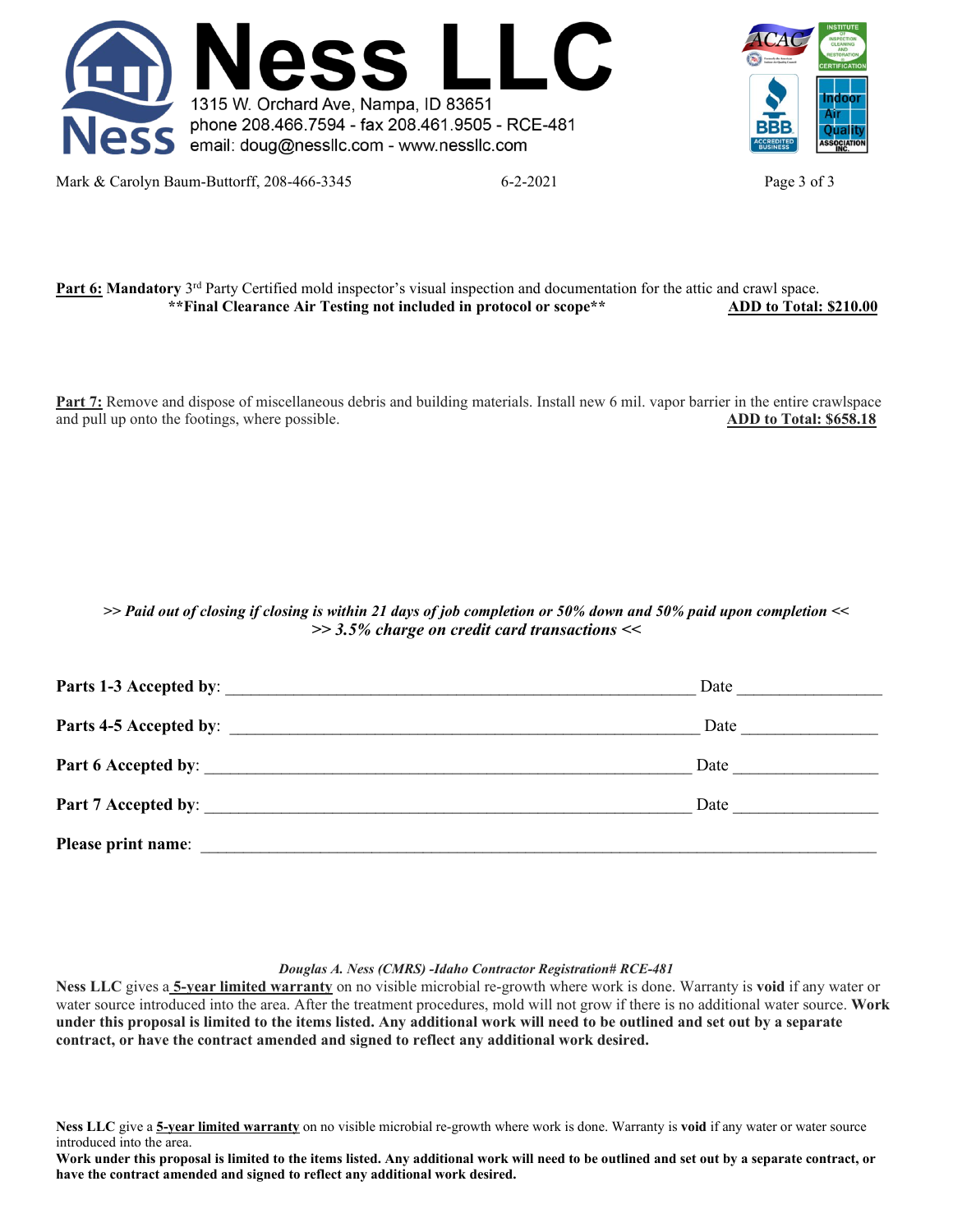Part 6: **Mandatory** 3rd Party Certified mold inspector's visual inspection and documentation for the attic and crawl space.

**\*\*Final Clearance Air Testing not included in protocol or scope\*\*** **ADD to Total: $210.00**

Part 7: Remove and dispose of miscellaneous debris and building materials. Install new 6 mil. vapor barrier in the entire crawlspace and pull up onto the footings, where possible. **ADD to Total: $658.18**

***>> Paid out of closing if closing is within 21 days of job completion or 50% down and 50% paid upon completion <<***

***>> 3.5% charge on credit card transactions <<***

**Parts 1-3 Accepted by**: ______________________________ Date ______________

**Parts 4-5 Accepted by**: ______________________________ Date ______________

**Part 6 Accepted by**: ______________________________ Date ______________

**Part 7 Accepted by**: ______________________________ Date ______________

**Please print name**: ______________________________

*Douglas A. Ness (CMRS) -Idaho Contractor Registration# RCE-481*

**Ness LLC** gives a **5-year limited warranty** on no visible microbial re-growth where work is done. Warranty is **void** if any water or water source introduced into the area. After the treatment procedures, mold will not grow if there is no additional water source. **Work under this proposal is limited to the items listed. Any additional work will need to be outlined and set out by a separate contract, or have the contract amended and signed to reflect any additional work desired.**

**Ness LLC** give a **5-year limited warranty** on no visible microbial re-growth where work is done. Warranty is **void** if any water or water source introduced into the area.

**Work under this proposal is limited to the items listed. Any additional work will need to be outlined and set out by a separate contract, or have the contract amended and signed to reflect any additional work desired.**